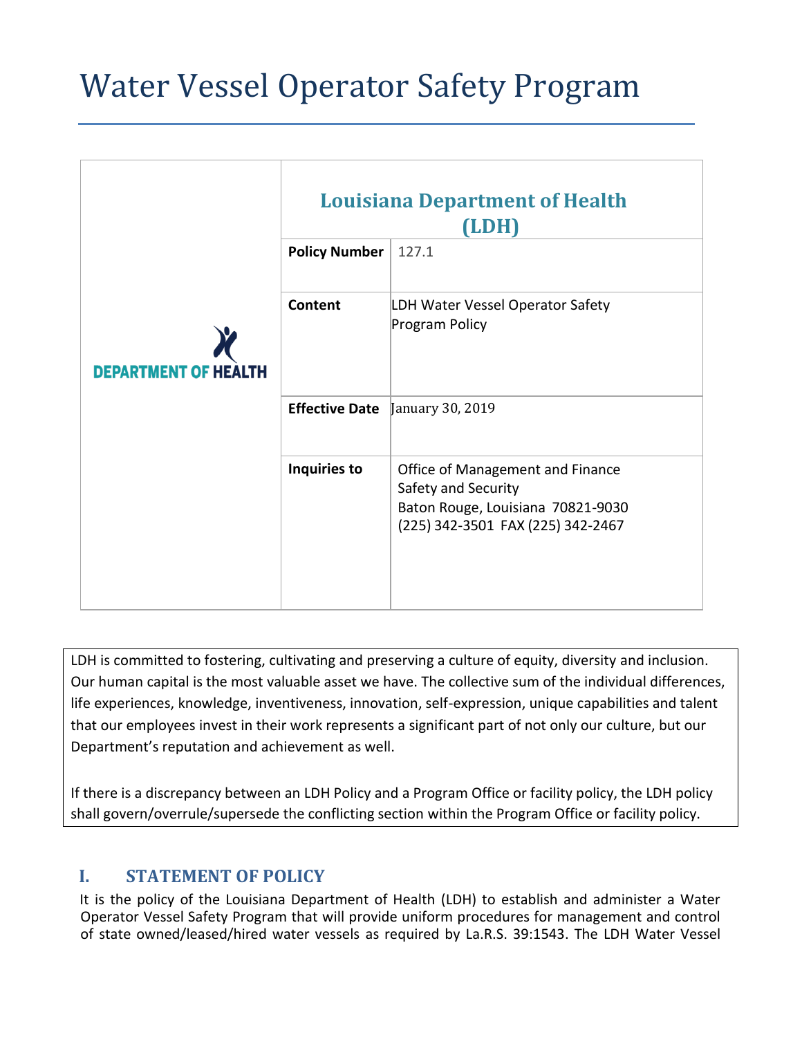# Water Vessel Operator Safety Program

| DEPARTMENT OF HEALTH | **Louisiana Department of Health (LDH)** | |
|---|---|---|
| | **Policy Number** | 127.1 |
| | **Content** | LDH Water Vessel Operator Safety Program Policy |
| | **Effective Date** | January 30, 2019 |
| | **Inquiries to** | Office of Management and Finance<br>Safety and Security<br>Baton Rouge, Louisiana 70821-9030<br>(225) 342-3501 FAX (225) 342-2467 |

LDH is committed to fostering, cultivating and preserving a culture of equity, diversity and inclusion. Our human capital is the most valuable asset we have. The collective sum of the individual differences, life experiences, knowledge, inventiveness, innovation, self-expression, unique capabilities and talent that our employees invest in their work represents a significant part of not only our culture, but our Department's reputation and achievement as well.

If there is a discrepancy between an LDH Policy and a Program Office or facility policy, the LDH policy shall govern/overrule/supersede the conflicting section within the Program Office or facility policy.

## I. STATEMENT OF POLICY

It is the policy of the Louisiana Department of Health (LDH) to establish and administer a Water Operator Vessel Safety Program that will provide uniform procedures for management and control of state owned/leased/hired water vessels as required by La.R.S. 39:1543. The LDH Water Vessel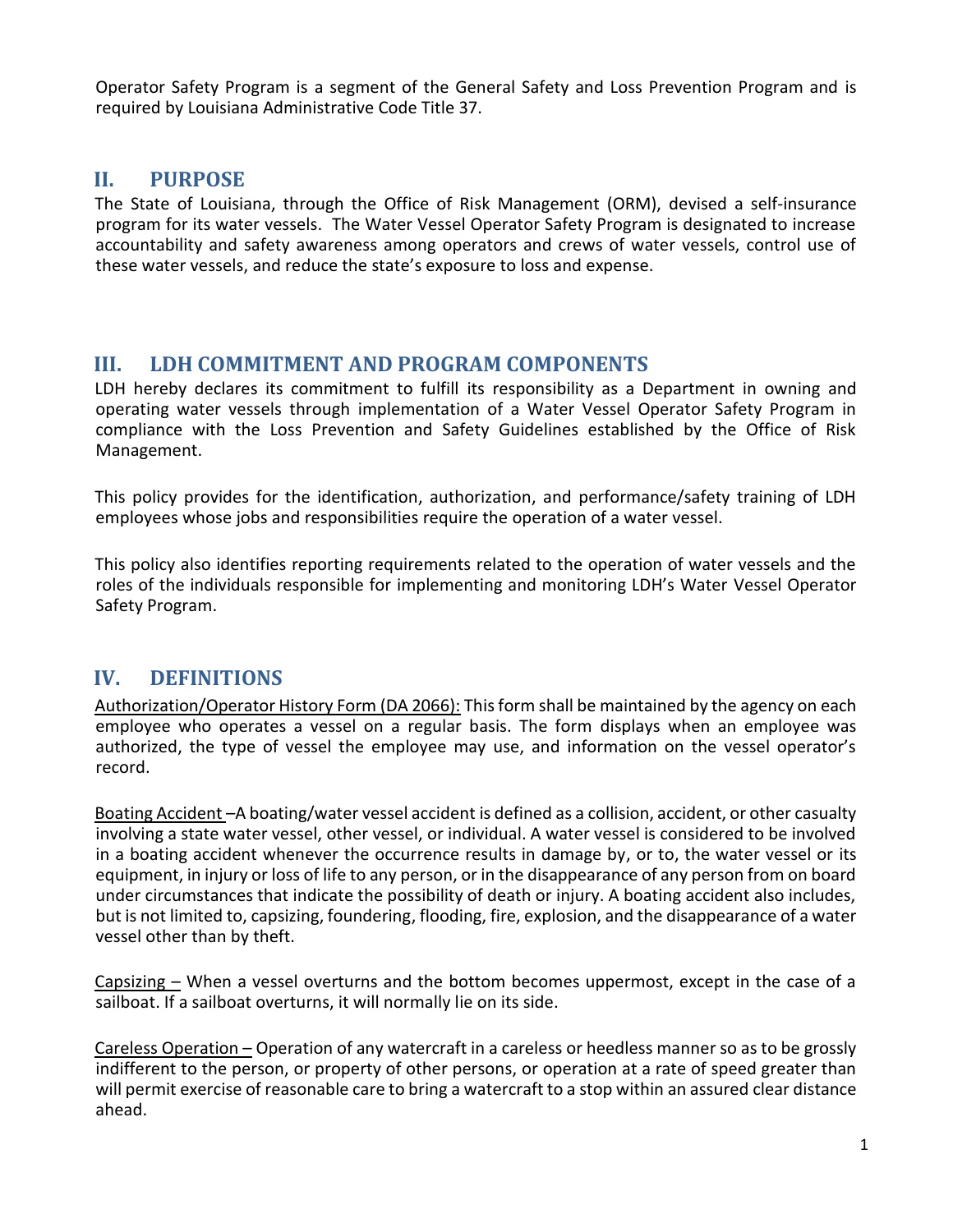Operator Safety Program is a segment of the General Safety and Loss Prevention Program and is required by Louisiana Administrative Code Title 37.

## II. PURPOSE

The State of Louisiana, through the Office of Risk Management (ORM), devised a self-insurance program for its water vessels. The Water Vessel Operator Safety Program is designated to increase accountability and safety awareness among operators and crews of water vessels, control use of these water vessels, and reduce the state's exposure to loss and expense.

## III. LDH COMMITMENT AND PROGRAM COMPONENTS

LDH hereby declares its commitment to fulfill its responsibility as a Department in owning and operating water vessels through implementation of a Water Vessel Operator Safety Program in compliance with the Loss Prevention and Safety Guidelines established by the Office of Risk Management.

This policy provides for the identification, authorization, and performance/safety training of LDH employees whose jobs and responsibilities require the operation of a water vessel.

This policy also identifies reporting requirements related to the operation of water vessels and the roles of the individuals responsible for implementing and monitoring LDH's Water Vessel Operator Safety Program.

## IV. DEFINITIONS

Authorization/Operator History Form (DA 2066): This form shall be maintained by the agency on each employee who operates a vessel on a regular basis. The form displays when an employee was authorized, the type of vessel the employee may use, and information on the vessel operator's record.

Boating Accident –A boating/water vessel accident is defined as a collision, accident, or other casualty involving a state water vessel, other vessel, or individual. A water vessel is considered to be involved in a boating accident whenever the occurrence results in damage by, or to, the water vessel or its equipment, in injury or loss of life to any person, or in the disappearance of any person from on board under circumstances that indicate the possibility of death or injury. A boating accident also includes, but is not limited to, capsizing, foundering, flooding, fire, explosion, and the disappearance of a water vessel other than by theft.

Capsizing – When a vessel overturns and the bottom becomes uppermost, except in the case of a sailboat. If a sailboat overturns, it will normally lie on its side.

Careless Operation – Operation of any watercraft in a careless or heedless manner so as to be grossly indifferent to the person, or property of other persons, or operation at a rate of speed greater than will permit exercise of reasonable care to bring a watercraft to a stop within an assured clear distance ahead.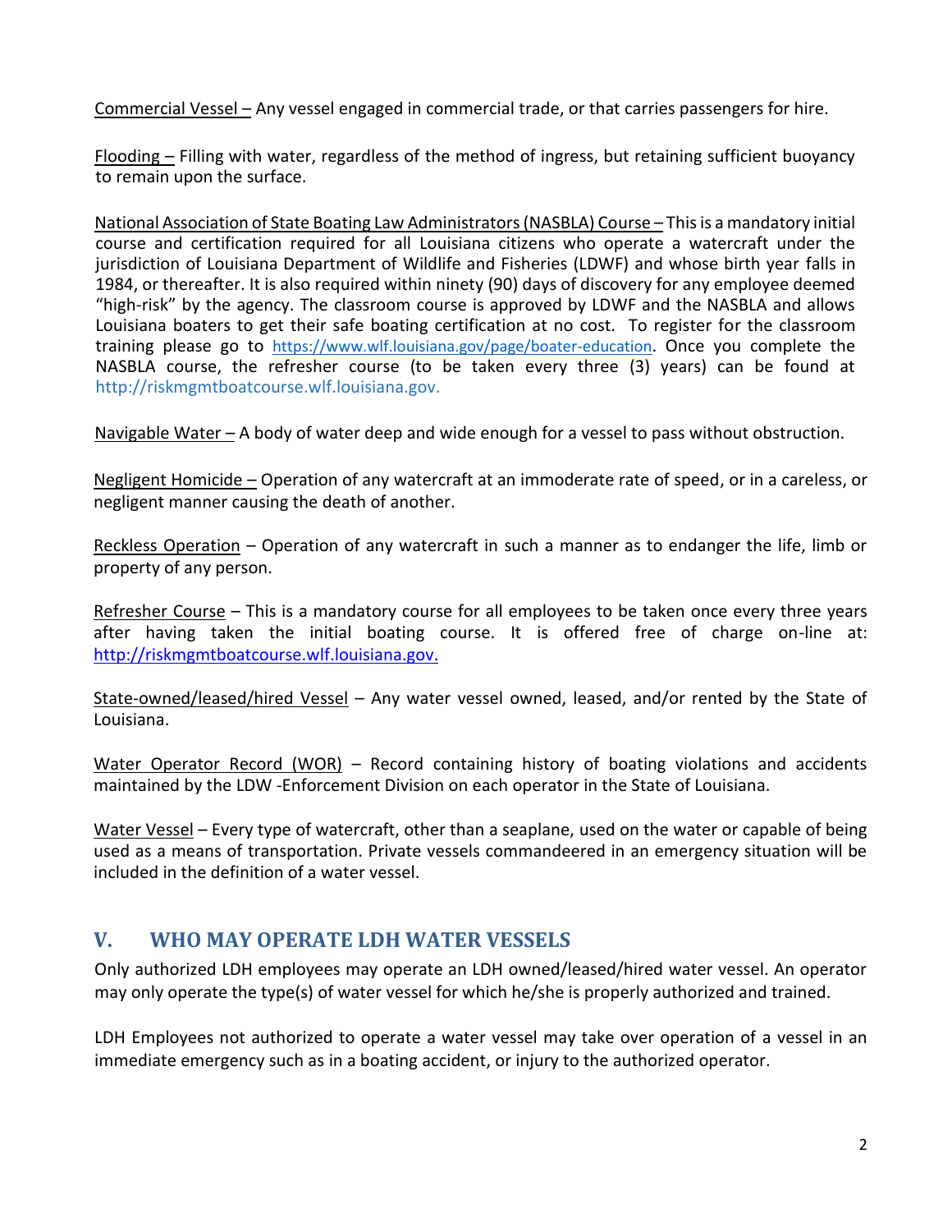Commercial Vessel – Any vessel engaged in commercial trade, or that carries passengers for hire.

Flooding – Filling with water, regardless of the method of ingress, but retaining sufficient buoyancy to remain upon the surface.

National Association of State Boating Law Administrators (NASBLA) Course – This is a mandatory initial course and certification required for all Louisiana citizens who operate a watercraft under the jurisdiction of Louisiana Department of Wildlife and Fisheries (LDWF) and whose birth year falls in 1984, or thereafter. It is also required within ninety (90) days of discovery for any employee deemed "high-risk" by the agency. The classroom course is approved by LDWF and the NASBLA and allows Louisiana boaters to get their safe boating certification at no cost. To register for the classroom training please go to https://www.wlf.louisiana.gov/page/boater-education. Once you complete the NASBLA course, the refresher course (to be taken every three (3) years) can be found at http://riskmgmtboatcourse.wlf.louisiana.gov.

Navigable Water – A body of water deep and wide enough for a vessel to pass without obstruction.

Negligent Homicide – Operation of any watercraft at an immoderate rate of speed, or in a careless, or negligent manner causing the death of another.

Reckless Operation – Operation of any watercraft in such a manner as to endanger the life, limb or property of any person.

Refresher Course – This is a mandatory course for all employees to be taken once every three years after having taken the initial boating course. It is offered free of charge on-line at: http://riskmgmtboatcourse.wlf.louisiana.gov.

State-owned/leased/hired Vessel – Any water vessel owned, leased, and/or rented by the State of Louisiana.

Water Operator Record (WOR) – Record containing history of boating violations and accidents maintained by the LDW -Enforcement Division on each operator in the State of Louisiana.

Water Vessel – Every type of watercraft, other than a seaplane, used on the water or capable of being used as a means of transportation. Private vessels commandeered in an emergency situation will be included in the definition of a water vessel.

## V. WHO MAY OPERATE LDH WATER VESSELS

Only authorized LDH employees may operate an LDH owned/leased/hired water vessel. An operator may only operate the type(s) of water vessel for which he/she is properly authorized and trained.

LDH Employees not authorized to operate a water vessel may take over operation of a vessel in an immediate emergency such as in a boating accident, or injury to the authorized operator.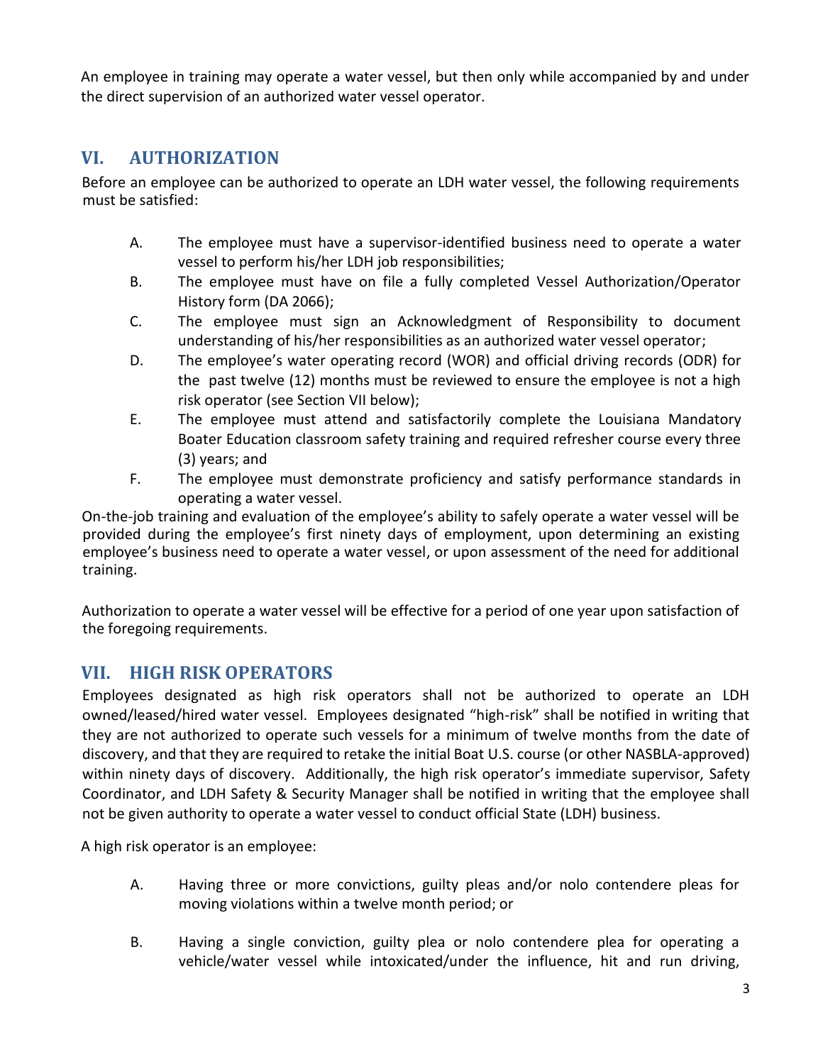An employee in training may operate a water vessel, but then only while accompanied by and under the direct supervision of an authorized water vessel operator.

## VI. AUTHORIZATION

Before an employee can be authorized to operate an LDH water vessel, the following requirements must be satisfied:

A. The employee must have a supervisor-identified business need to operate a water vessel to perform his/her LDH job responsibilities;

B. The employee must have on file a fully completed Vessel Authorization/Operator History form (DA 2066);

C. The employee must sign an Acknowledgment of Responsibility to document understanding of his/her responsibilities as an authorized water vessel operator;

D. The employee's water operating record (WOR) and official driving records (ODR) for the past twelve (12) months must be reviewed to ensure the employee is not a high risk operator (see Section VII below);

E. The employee must attend and satisfactorily complete the Louisiana Mandatory Boater Education classroom safety training and required refresher course every three (3) years; and

F. The employee must demonstrate proficiency and satisfy performance standards in operating a water vessel.

On-the-job training and evaluation of the employee's ability to safely operate a water vessel will be provided during the employee's first ninety days of employment, upon determining an existing employee's business need to operate a water vessel, or upon assessment of the need for additional training.

Authorization to operate a water vessel will be effective for a period of one year upon satisfaction of the foregoing requirements.

## VII. HIGH RISK OPERATORS

Employees designated as high risk operators shall not be authorized to operate an LDH owned/leased/hired water vessel. Employees designated "high-risk" shall be notified in writing that they are not authorized to operate such vessels for a minimum of twelve months from the date of discovery, and that they are required to retake the initial Boat U.S. course (or other NASBLA-approved) within ninety days of discovery. Additionally, the high risk operator's immediate supervisor, Safety Coordinator, and LDH Safety & Security Manager shall be notified in writing that the employee shall not be given authority to operate a water vessel to conduct official State (LDH) business.

A high risk operator is an employee:

A. Having three or more convictions, guilty pleas and/or nolo contendere pleas for moving violations within a twelve month period; or

B. Having a single conviction, guilty plea or nolo contendere plea for operating a vehicle/water vessel while intoxicated/under the influence, hit and run driving,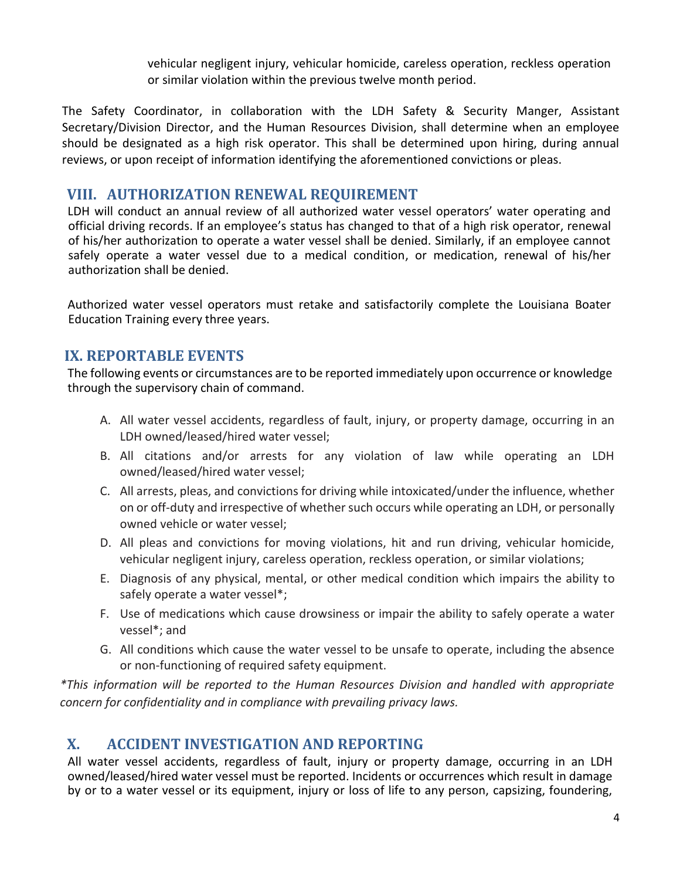vehicular negligent injury, vehicular homicide, careless operation, reckless operation or similar violation within the previous twelve month period.

The Safety Coordinator, in collaboration with the LDH Safety & Security Manger, Assistant Secretary/Division Director, and the Human Resources Division, shall determine when an employee should be designated as a high risk operator. This shall be determined upon hiring, during annual reviews, or upon receipt of information identifying the aforementioned convictions or pleas.

## VIII. AUTHORIZATION RENEWAL REQUIREMENT

LDH will conduct an annual review of all authorized water vessel operators' water operating and official driving records. If an employee's status has changed to that of a high risk operator, renewal of his/her authorization to operate a water vessel shall be denied. Similarly, if an employee cannot safely operate a water vessel due to a medical condition, or medication, renewal of his/her authorization shall be denied.

Authorized water vessel operators must retake and satisfactorily complete the Louisiana Boater Education Training every three years.

## IX. REPORTABLE EVENTS

The following events or circumstances are to be reported immediately upon occurrence or knowledge through the supervisory chain of command.

A. All water vessel accidents, regardless of fault, injury, or property damage, occurring in an LDH owned/leased/hired water vessel;

B. All citations and/or arrests for any violation of law while operating an LDH owned/leased/hired water vessel;

C. All arrests, pleas, and convictions for driving while intoxicated/under the influence, whether on or off-duty and irrespective of whether such occurs while operating an LDH, or personally owned vehicle or water vessel;

D. All pleas and convictions for moving violations, hit and run driving, vehicular homicide, vehicular negligent injury, careless operation, reckless operation, or similar violations;

E. Diagnosis of any physical, mental, or other medical condition which impairs the ability to safely operate a water vessel*;

F. Use of medications which cause drowsiness or impair the ability to safely operate a water vessel*; and

G. All conditions which cause the water vessel to be unsafe to operate, including the absence or non-functioning of required safety equipment.

*\*This information will be reported to the Human Resources Division and handled with appropriate concern for confidentiality and in compliance with prevailing privacy laws.*

## X. ACCIDENT INVESTIGATION AND REPORTING

All water vessel accidents, regardless of fault, injury or property damage, occurring in an LDH owned/leased/hired water vessel must be reported. Incidents or occurrences which result in damage by or to a water vessel or its equipment, injury or loss of life to any person, capsizing, foundering,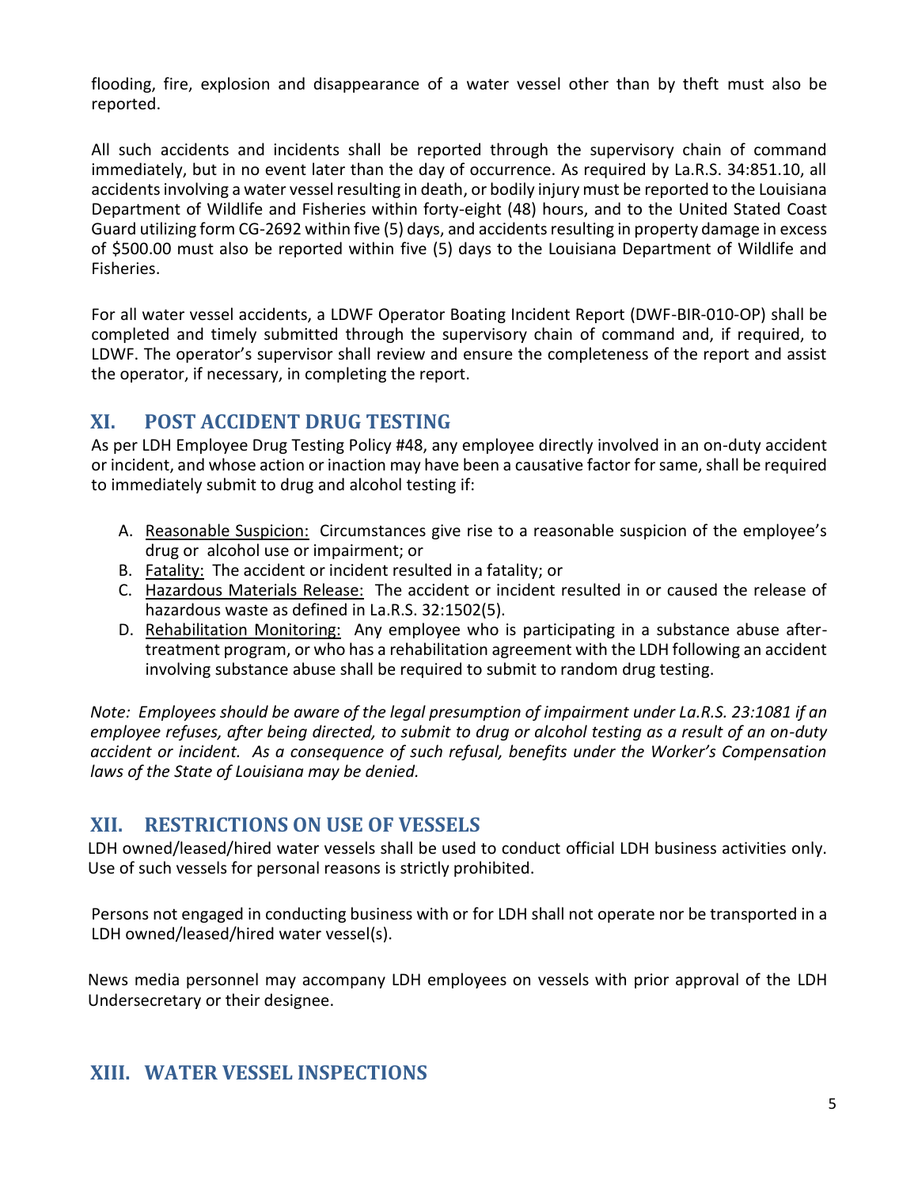flooding, fire, explosion and disappearance of a water vessel other than by theft must also be reported.

All such accidents and incidents shall be reported through the supervisory chain of command immediately, but in no event later than the day of occurrence. As required by La.R.S. 34:851.10, all accidents involving a water vessel resulting in death, or bodily injury must be reported to the Louisiana Department of Wildlife and Fisheries within forty-eight (48) hours, and to the United Stated Coast Guard utilizing form CG-2692 within five (5) days, and accidents resulting in property damage in excess of $500.00 must also be reported within five (5) days to the Louisiana Department of Wildlife and Fisheries.

For all water vessel accidents, a LDWF Operator Boating Incident Report (DWF-BIR-010-OP) shall be completed and timely submitted through the supervisory chain of command and, if required, to LDWF. The operator's supervisor shall review and ensure the completeness of the report and assist the operator, if necessary, in completing the report.

## XI. POST ACCIDENT DRUG TESTING

As per LDH Employee Drug Testing Policy #48, any employee directly involved in an on-duty accident or incident, and whose action or inaction may have been a causative factor for same, shall be required to immediately submit to drug and alcohol testing if:

A. Reasonable Suspicion: Circumstances give rise to a reasonable suspicion of the employee's drug or alcohol use or impairment; or
B. Fatality: The accident or incident resulted in a fatality; or
C. Hazardous Materials Release: The accident or incident resulted in or caused the release of hazardous waste as defined in La.R.S. 32:1502(5).
D. Rehabilitation Monitoring: Any employee who is participating in a substance abuse after-treatment program, or who has a rehabilitation agreement with the LDH following an accident involving substance abuse shall be required to submit to random drug testing.

*Note: Employees should be aware of the legal presumption of impairment under La.R.S. 23:1081 if an employee refuses, after being directed, to submit to drug or alcohol testing as a result of an on-duty accident or incident. As a consequence of such refusal, benefits under the Worker's Compensation laws of the State of Louisiana may be denied.*

## XII. RESTRICTIONS ON USE OF VESSELS

LDH owned/leased/hired water vessels shall be used to conduct official LDH business activities only. Use of such vessels for personal reasons is strictly prohibited.

Persons not engaged in conducting business with or for LDH shall not operate nor be transported in a LDH owned/leased/hired water vessel(s).

News media personnel may accompany LDH employees on vessels with prior approval of the LDH Undersecretary or their designee.

## XIII. WATER VESSEL INSPECTIONS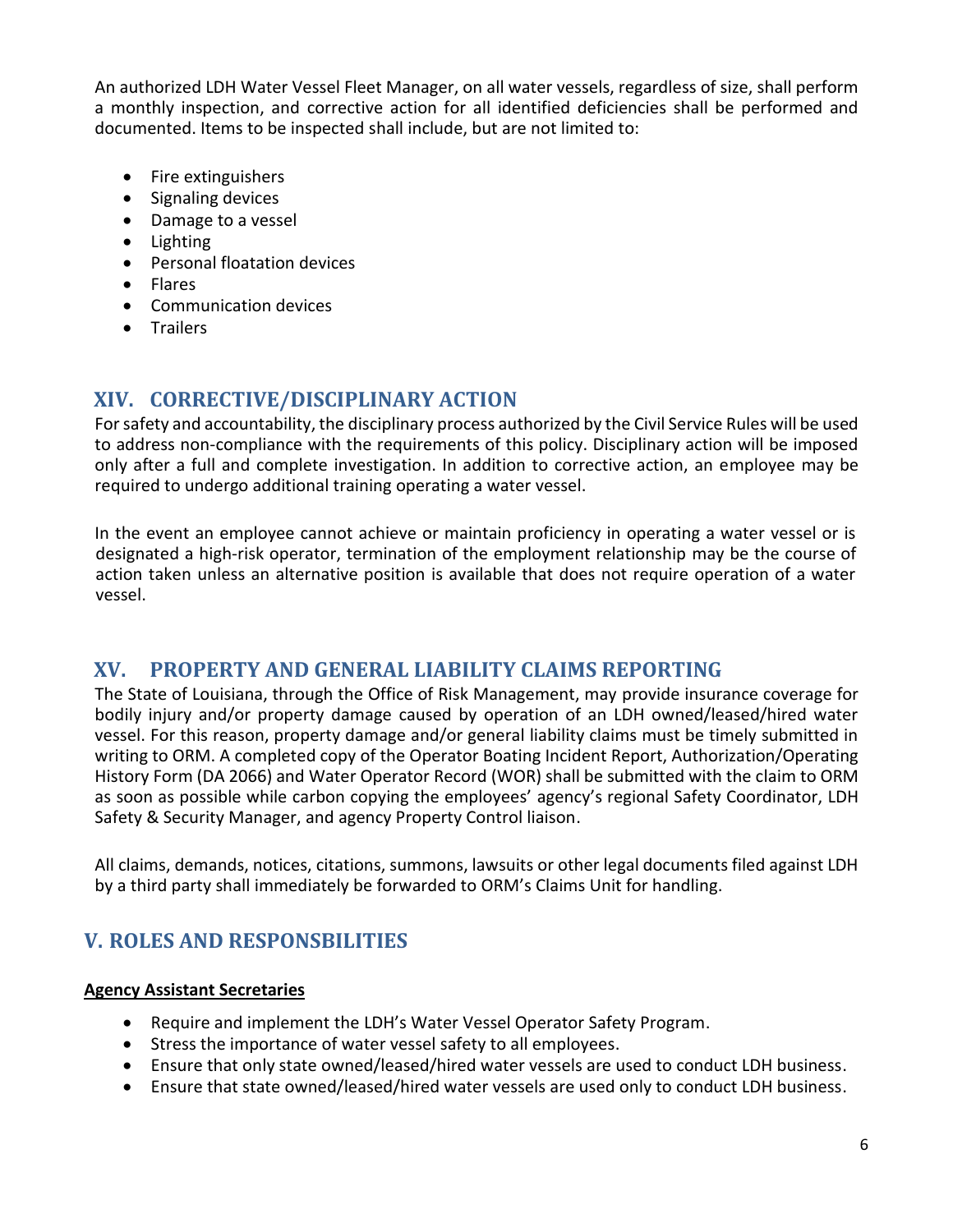An authorized LDH Water Vessel Fleet Manager, on all water vessels, regardless of size, shall perform a monthly inspection, and corrective action for all identified deficiencies shall be performed and documented. Items to be inspected shall include, but are not limited to:

- Fire extinguishers
- Signaling devices
- Damage to a vessel
- Lighting
- Personal floatation devices
- Flares
- Communication devices
- Trailers

## XIV. CORRECTIVE/DISCIPLINARY ACTION

For safety and accountability, the disciplinary process authorized by the Civil Service Rules will be used to address non-compliance with the requirements of this policy. Disciplinary action will be imposed only after a full and complete investigation. In addition to corrective action, an employee may be required to undergo additional training operating a water vessel.

In the event an employee cannot achieve or maintain proficiency in operating a water vessel or is designated a high-risk operator, termination of the employment relationship may be the course of action taken unless an alternative position is available that does not require operation of a water vessel.

## XV. PROPERTY AND GENERAL LIABILITY CLAIMS REPORTING

The State of Louisiana, through the Office of Risk Management, may provide insurance coverage for bodily injury and/or property damage caused by operation of an LDH owned/leased/hired water vessel. For this reason, property damage and/or general liability claims must be timely submitted in writing to ORM. A completed copy of the Operator Boating Incident Report, Authorization/Operating History Form (DA 2066) and Water Operator Record (WOR) shall be submitted with the claim to ORM as soon as possible while carbon copying the employees' agency's regional Safety Coordinator, LDH Safety & Security Manager, and agency Property Control liaison.

All claims, demands, notices, citations, summons, lawsuits or other legal documents filed against LDH by a third party shall immediately be forwarded to ORM's Claims Unit for handling.

## V. ROLES AND RESPONSBILITIES

**Agency Assistant Secretaries**

- Require and implement the LDH's Water Vessel Operator Safety Program.
- Stress the importance of water vessel safety to all employees.
- Ensure that only state owned/leased/hired water vessels are used to conduct LDH business.
- Ensure that state owned/leased/hired water vessels are used only to conduct LDH business.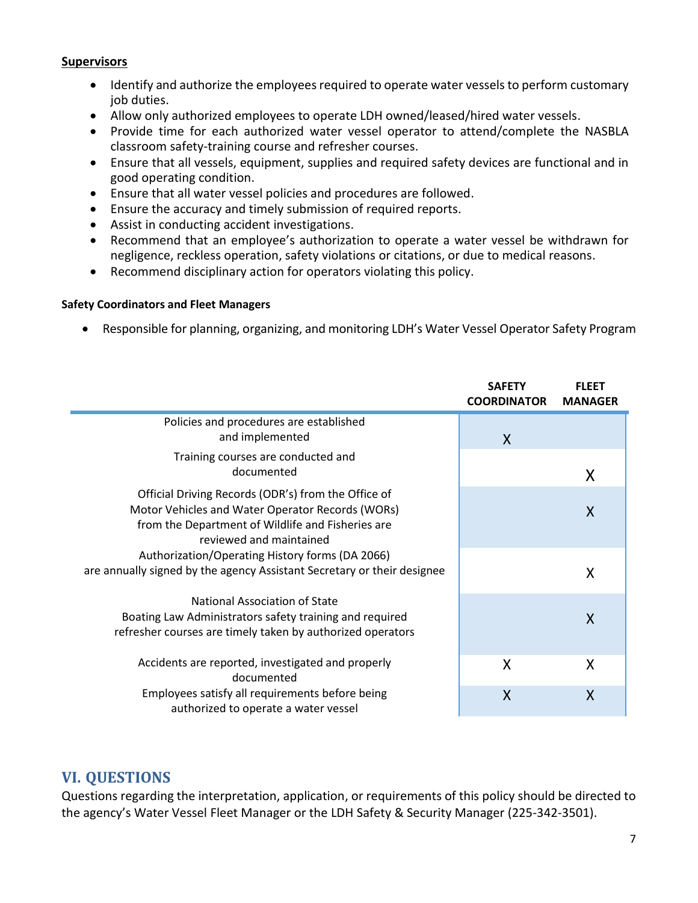**Supervisors**

- Identify and authorize the employees required to operate water vessels to perform customary job duties.
- Allow only authorized employees to operate LDH owned/leased/hired water vessels.
- Provide time for each authorized water vessel operator to attend/complete the NASBLA classroom safety-training course and refresher courses.
- Ensure that all vessels, equipment, supplies and required safety devices are functional and in good operating condition.
- Ensure that all water vessel policies and procedures are followed.
- Ensure the accuracy and timely submission of required reports.
- Assist in conducting accident investigations.
- Recommend that an employee's authorization to operate a water vessel be withdrawn for negligence, reckless operation, safety violations or citations, or due to medical reasons.
- Recommend disciplinary action for operators violating this policy.

**Safety Coordinators and Fleet Managers**

- Responsible for planning, organizing, and monitoring LDH's Water Vessel Operator Safety Program

| | SAFETY COORDINATOR | FLEET MANAGER |
|---|---|---|
| Policies and procedures are established and implemented | X | |
| Training courses are conducted and documented | | X |
| Official Driving Records (ODR's) from the Office of Motor Vehicles and Water Operator Records (WORs) from the Department of Wildlife and Fisheries are reviewed and maintained | | X |
| Authorization/Operating History forms (DA 2066) are annually signed by the agency Assistant Secretary or their designee | | X |
| National Association of State Boating Law Administrators safety training and required refresher courses are timely taken by authorized operators | | X |
| Accidents are reported, investigated and properly documented | X | X |
| Employees satisfy all requirements before being authorized to operate a water vessel | X | X |

## VI. QUESTIONS

Questions regarding the interpretation, application, or requirements of this policy should be directed to the agency's Water Vessel Fleet Manager or the LDH Safety & Security Manager (225-342-3501).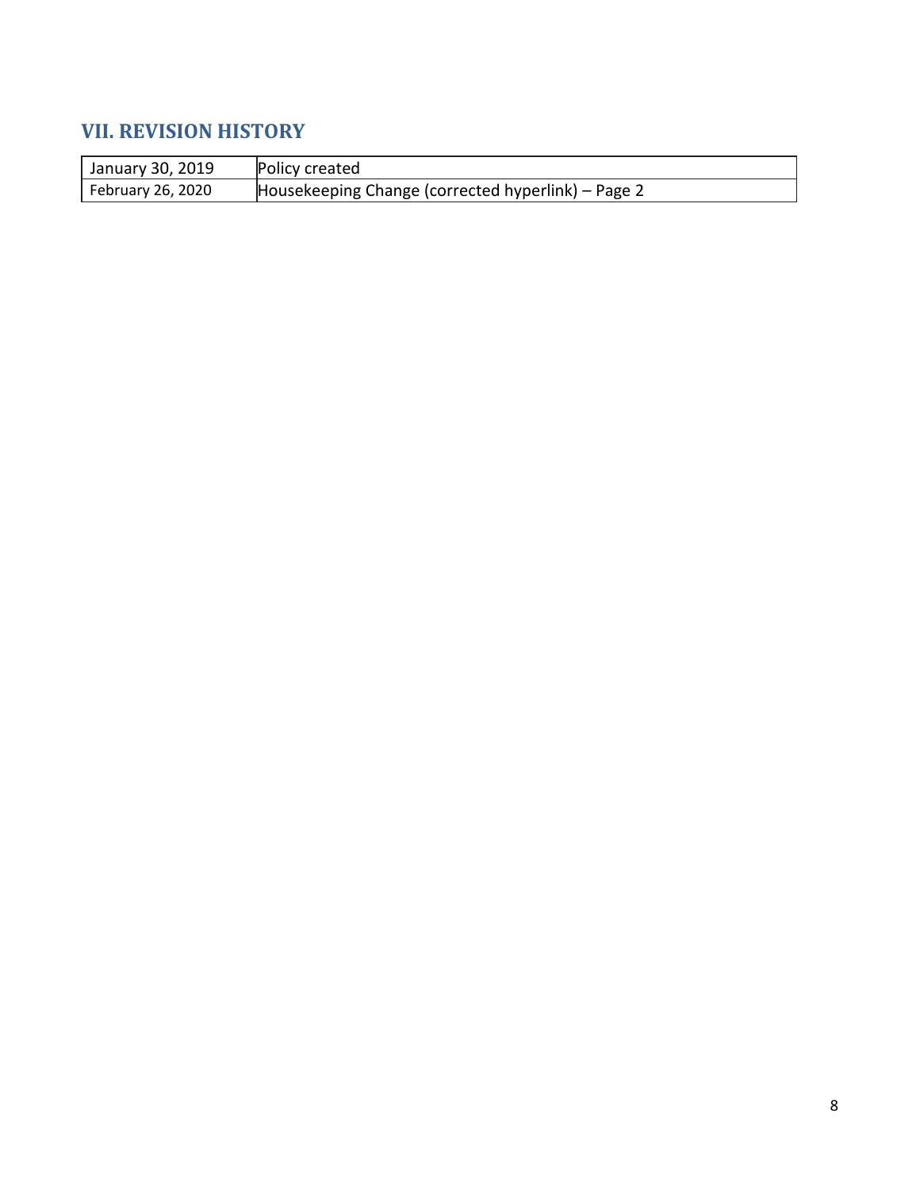## VII. REVISION HISTORY

| | |
|---|---|
| January 30, 2019 | Policy created |
| February 26, 2020 | Housekeeping Change (corrected hyperlink) – Page 2 |